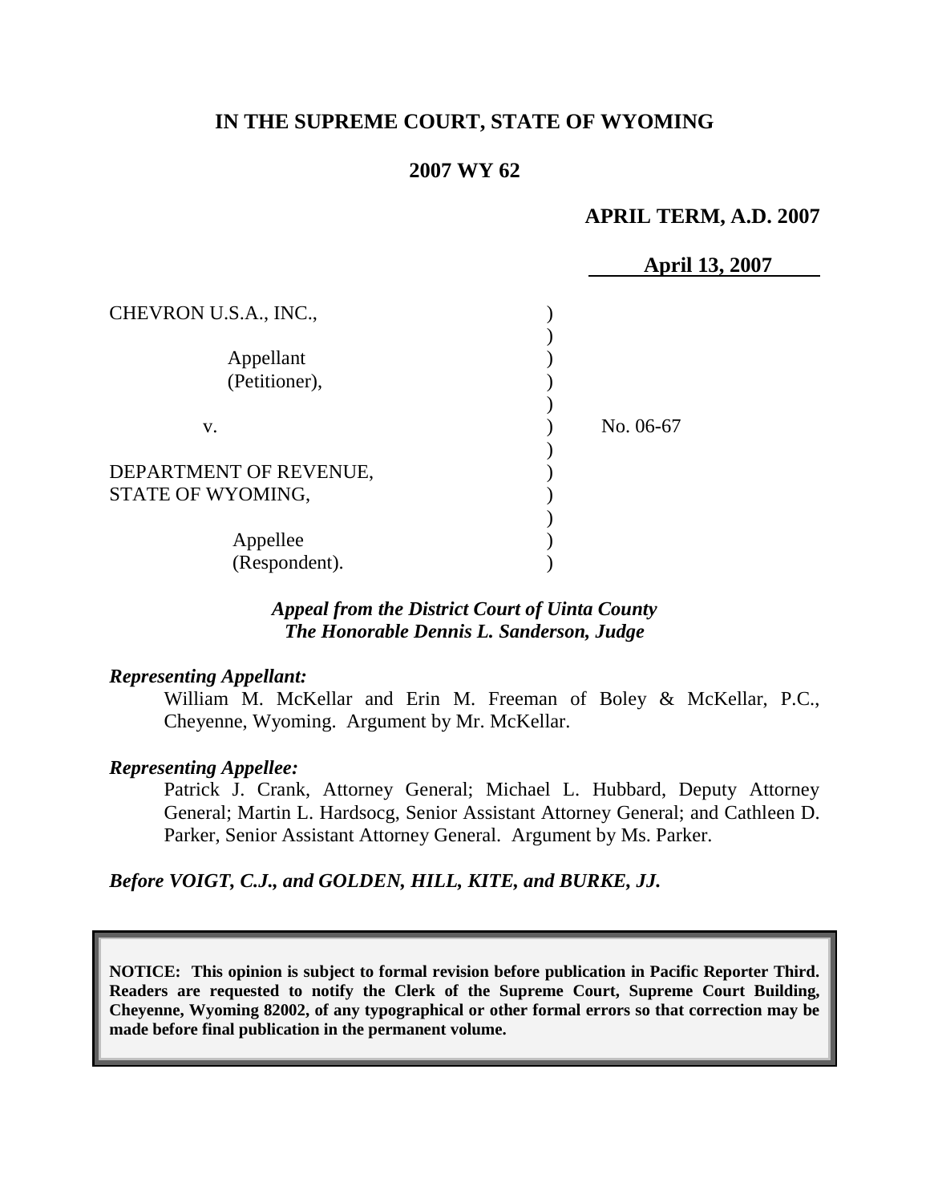# IN THE SUPREME COURT, STATE OF WYOMING

## 2007 WY 62

**APRIL TERM, A.D. 2007**

**April 13, 2007**

CHEVRON U.S.A., INC.,

Appellant
(Petitioner),

v.

DEPARTMENT OF REVENUE,
STATE OF WYOMING,

Appellee
(Respondent).

No. 06-67

*Appeal from the District Court of Uinta County*
*The Honorable Dennis L. Sanderson, Judge*

*Representing Appellant:*

William M. McKellar and Erin M. Freeman of Boley & McKellar, P.C., Cheyenne, Wyoming. Argument by Mr. McKellar.

*Representing Appellee:*

Patrick J. Crank, Attorney General; Michael L. Hubbard, Deputy Attorney General; Martin L. Hardsocg, Senior Assistant Attorney General; and Cathleen D. Parker, Senior Assistant Attorney General. Argument by Ms. Parker.

*Before VOIGT, C.J., and GOLDEN, HILL, KITE, and BURKE, JJ.*

**NOTICE: This opinion is subject to formal revision before publication in Pacific Reporter Third. Readers are requested to notify the Clerk of the Supreme Court, Supreme Court Building, Cheyenne, Wyoming 82002, of any typographical or other formal errors so that correction may be made before final publication in the permanent volume.**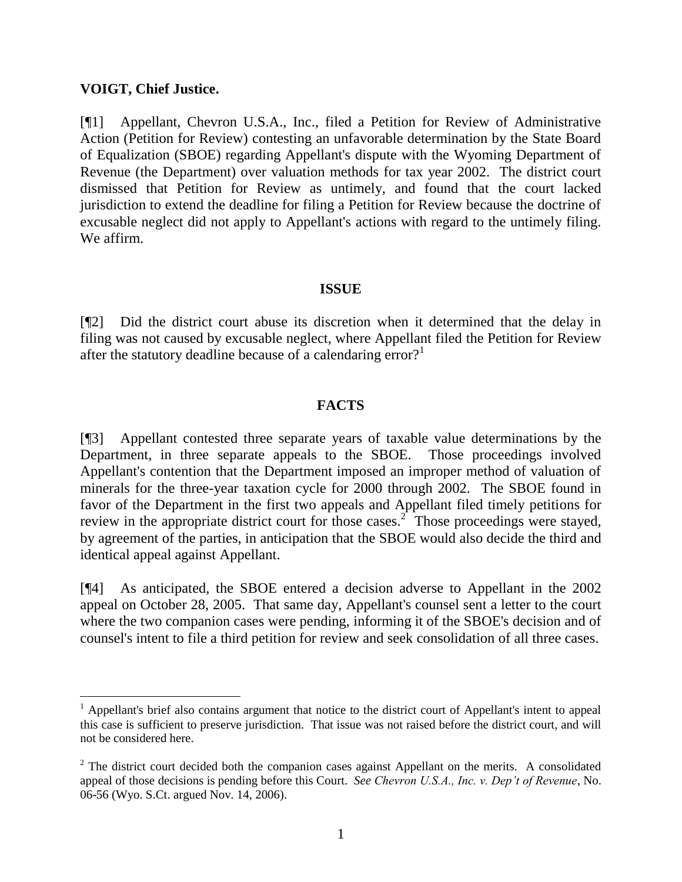**VOIGT, Chief Justice.**

[¶1] Appellant, Chevron U.S.A., Inc., filed a Petition for Review of Administrative Action (Petition for Review) contesting an unfavorable determination by the State Board of Equalization (SBOE) regarding Appellant's dispute with the Wyoming Department of Revenue (the Department) over valuation methods for tax year 2002. The district court dismissed that Petition for Review as untimely, and found that the court lacked jurisdiction to extend the deadline for filing a Petition for Review because the doctrine of excusable neglect did not apply to Appellant's actions with regard to the untimely filing. We affirm.

## ISSUE

[¶2] Did the district court abuse its discretion when it determined that the delay in filing was not caused by excusable neglect, where Appellant filed the Petition for Review after the statutory deadline because of a calendaring error?[1]

## FACTS

[¶3] Appellant contested three separate years of taxable value determinations by the Department, in three separate appeals to the SBOE. Those proceedings involved Appellant's contention that the Department imposed an improper method of valuation of minerals for the three-year taxation cycle for 2000 through 2002. The SBOE found in favor of the Department in the first two appeals and Appellant filed timely petitions for review in the appropriate district court for those cases.[2] Those proceedings were stayed, by agreement of the parties, in anticipation that the SBOE would also decide the third and identical appeal against Appellant.

[¶4] As anticipated, the SBOE entered a decision adverse to Appellant in the 2002 appeal on October 28, 2005. That same day, Appellant's counsel sent a letter to the court where the two companion cases were pending, informing it of the SBOE's decision and of counsel's intent to file a third petition for review and seek consolidation of all three cases.

---

[1] Appellant's brief also contains argument that notice to the district court of Appellant's intent to appeal this case is sufficient to preserve jurisdiction. That issue was not raised before the district court, and will not be considered here.

[2] The district court decided both the companion cases against Appellant on the merits. A consolidated appeal of those decisions is pending before this Court. *See Chevron U.S.A., Inc. v. Dep't of Revenue*, No. 06-56 (Wyo. S.Ct. argued Nov. 14, 2006).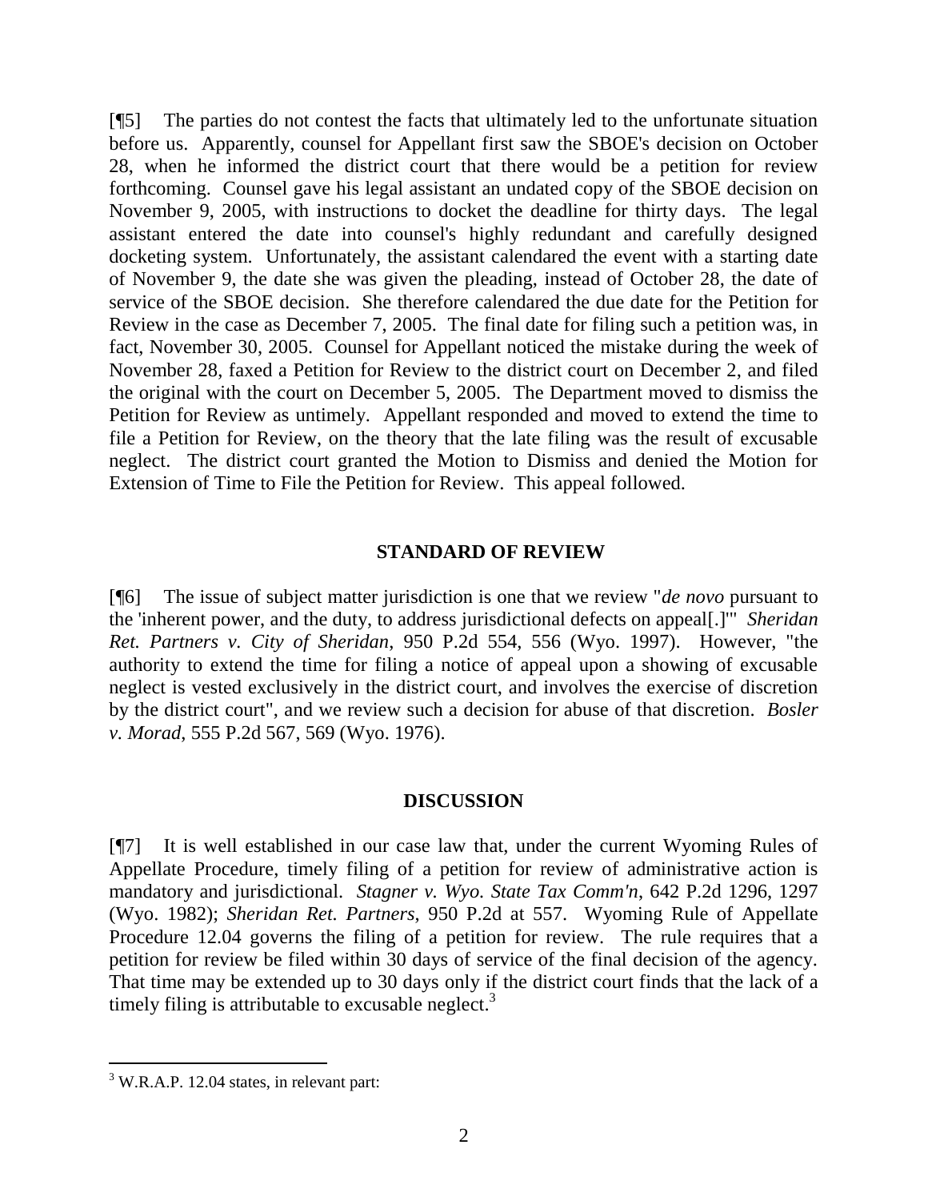[¶5] The parties do not contest the facts that ultimately led to the unfortunate situation before us. Apparently, counsel for Appellant first saw the SBOE's decision on October 28, when he informed the district court that there would be a petition for review forthcoming. Counsel gave his legal assistant an undated copy of the SBOE decision on November 9, 2005, with instructions to docket the deadline for thirty days. The legal assistant entered the date into counsel's highly redundant and carefully designed docketing system. Unfortunately, the assistant calendared the event with a starting date of November 9, the date she was given the pleading, instead of October 28, the date of service of the SBOE decision. She therefore calendared the due date for the Petition for Review in the case as December 7, 2005. The final date for filing such a petition was, in fact, November 30, 2005. Counsel for Appellant noticed the mistake during the week of November 28, faxed a Petition for Review to the district court on December 2, and filed the original with the court on December 5, 2005. The Department moved to dismiss the Petition for Review as untimely. Appellant responded and moved to extend the time to file a Petition for Review, on the theory that the late filing was the result of excusable neglect. The district court granted the Motion to Dismiss and denied the Motion for Extension of Time to File the Petition for Review. This appeal followed.

## STANDARD OF REVIEW

[¶6] The issue of subject matter jurisdiction is one that we review "*de novo* pursuant to the 'inherent power, and the duty, to address jurisdictional defects on appeal[.]'" *Sheridan Ret. Partners v. City of Sheridan*, 950 P.2d 554, 556 (Wyo. 1997). However, "the authority to extend the time for filing a notice of appeal upon a showing of excusable neglect is vested exclusively in the district court, and involves the exercise of discretion by the district court", and we review such a decision for abuse of that discretion. *Bosler v. Morad*, 555 P.2d 567, 569 (Wyo. 1976).

## DISCUSSION

[¶7] It is well established in our case law that, under the current Wyoming Rules of Appellate Procedure, timely filing of a petition for review of administrative action is mandatory and jurisdictional. *Stagner v. Wyo. State Tax Comm'n*, 642 P.2d 1296, 1297 (Wyo. 1982); *Sheridan Ret. Partners*, 950 P.2d at 557. Wyoming Rule of Appellate Procedure 12.04 governs the filing of a petition for review. The rule requires that a petition for review be filed within 30 days of service of the final decision of the agency. That time may be extended up to 30 days only if the district court finds that the lack of a timely filing is attributable to excusable neglect.[3]

---

[3] W.R.A.P. 12.04 states, in relevant part: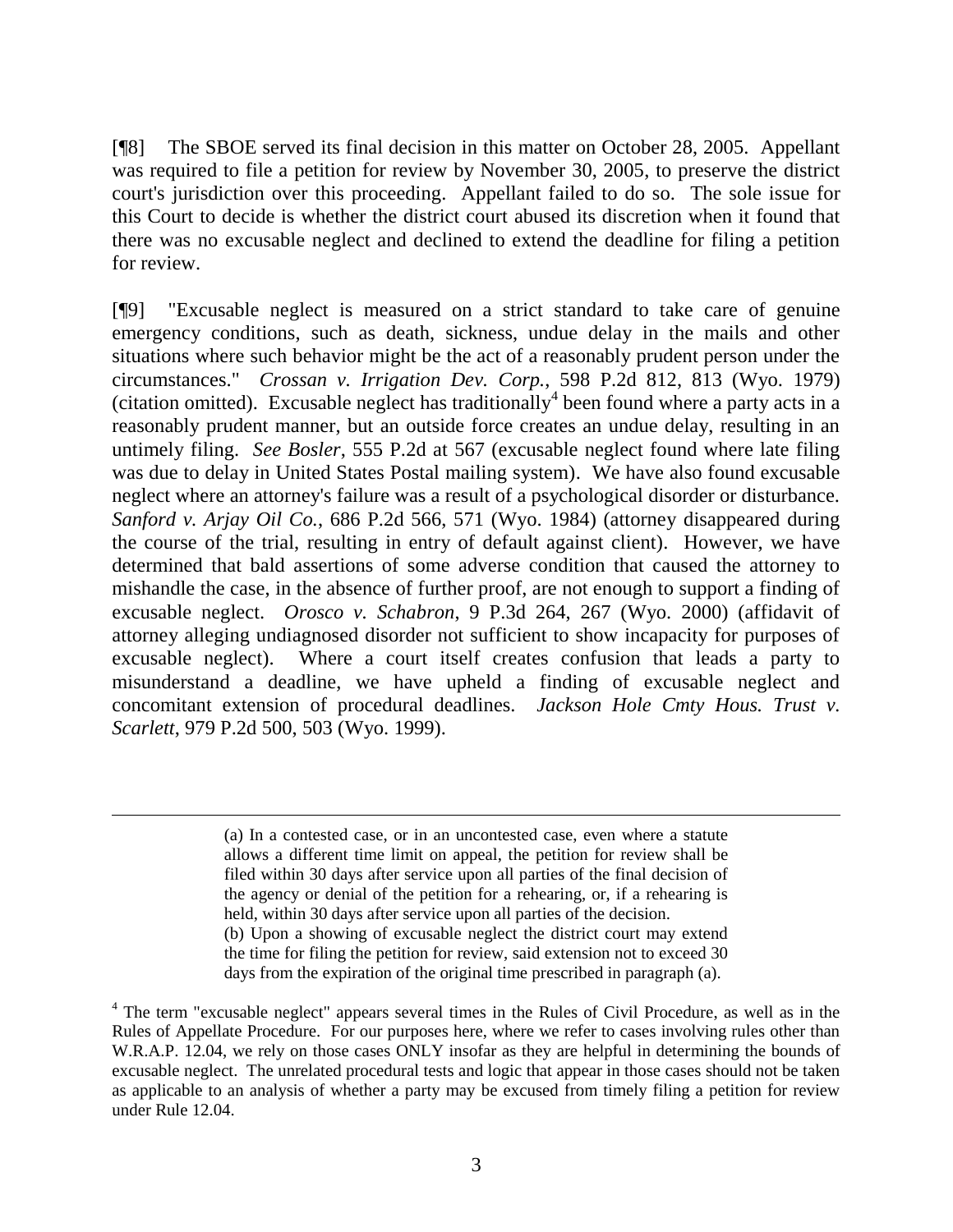[¶8] The SBOE served its final decision in this matter on October 28, 2005. Appellant was required to file a petition for review by November 30, 2005, to preserve the district court's jurisdiction over this proceeding. Appellant failed to do so. The sole issue for this Court to decide is whether the district court abused its discretion when it found that there was no excusable neglect and declined to extend the deadline for filing a petition for review.

[¶9] "Excusable neglect is measured on a strict standard to take care of genuine emergency conditions, such as death, sickness, undue delay in the mails and other situations where such behavior might be the act of a reasonably prudent person under the circumstances." *Crossan v. Irrigation Dev. Corp.*, 598 P.2d 812, 813 (Wyo. 1979) (citation omitted). Excusable neglect has traditionally[4] been found where a party acts in a reasonably prudent manner, but an outside force creates an undue delay, resulting in an untimely filing. *See Bosler*, 555 P.2d at 567 (excusable neglect found where late filing was due to delay in United States Postal mailing system). We have also found excusable neglect where an attorney's failure was a result of a psychological disorder or disturbance. *Sanford v. Arjay Oil Co.*, 686 P.2d 566, 571 (Wyo. 1984) (attorney disappeared during the course of the trial, resulting in entry of default against client). However, we have determined that bald assertions of some adverse condition that caused the attorney to mishandle the case, in the absence of further proof, are not enough to support a finding of excusable neglect. *Orosco v. Schabron*, 9 P.3d 264, 267 (Wyo. 2000) (affidavit of attorney alleging undiagnosed disorder not sufficient to show incapacity for purposes of excusable neglect). Where a court itself creates confusion that leads a party to misunderstand a deadline, we have upheld a finding of excusable neglect and concomitant extension of procedural deadlines. *Jackson Hole Cmty Hous. Trust v. Scarlett*, 979 P.2d 500, 503 (Wyo. 1999).

---

> (a) In a contested case, or in an uncontested case, even where a statute allows a different time limit on appeal, the petition for review shall be filed within 30 days after service upon all parties of the final decision of the agency or denial of the petition for a rehearing, or, if a rehearing is held, within 30 days after service upon all parties of the decision.
> (b) Upon a showing of excusable neglect the district court may extend the time for filing the petition for review, said extension not to exceed 30 days from the expiration of the original time prescribed in paragraph (a).

[4] The term "excusable neglect" appears several times in the Rules of Civil Procedure, as well as in the Rules of Appellate Procedure. For our purposes here, where we refer to cases involving rules other than W.R.A.P. 12.04, we rely on those cases ONLY insofar as they are helpful in determining the bounds of excusable neglect. The unrelated procedural tests and logic that appear in those cases should not be taken as applicable to an analysis of whether a party may be excused from timely filing a petition for review under Rule 12.04.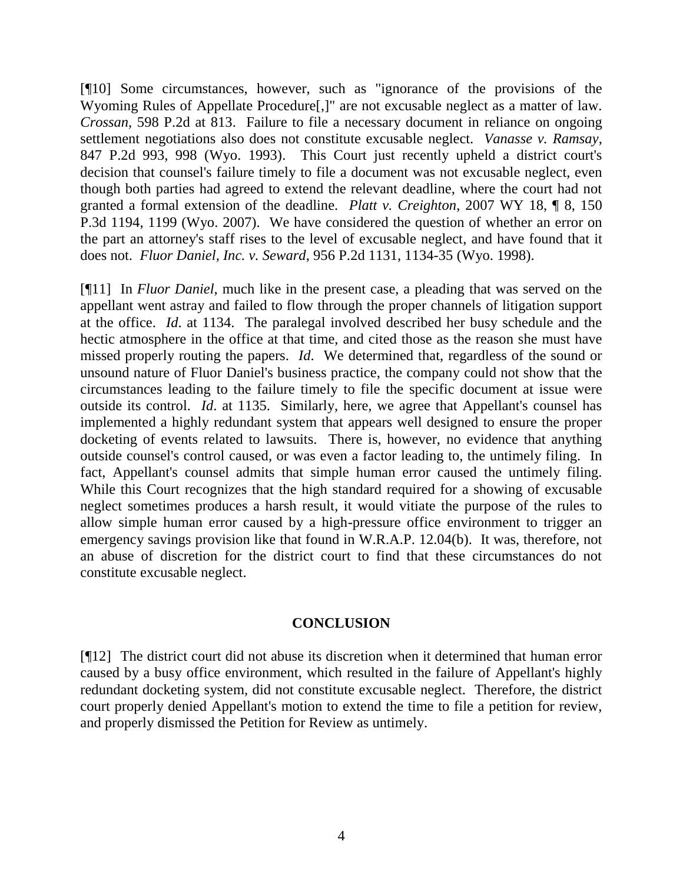[¶10] Some circumstances, however, such as "ignorance of the provisions of the Wyoming Rules of Appellate Procedure[,]" are not excusable neglect as a matter of law. *Crossan*, 598 P.2d at 813. Failure to file a necessary document in reliance on ongoing settlement negotiations also does not constitute excusable neglect. *Vanasse v. Ramsay*, 847 P.2d 993, 998 (Wyo. 1993). This Court just recently upheld a district court's decision that counsel's failure timely to file a document was not excusable neglect, even though both parties had agreed to extend the relevant deadline, where the court had not granted a formal extension of the deadline. *Platt v. Creighton*, 2007 WY 18, ¶ 8, 150 P.3d 1194, 1199 (Wyo. 2007). We have considered the question of whether an error on the part an attorney's staff rises to the level of excusable neglect, and have found that it does not. *Fluor Daniel, Inc. v. Seward*, 956 P.2d 1131, 1134-35 (Wyo. 1998).

[¶11] In *Fluor Daniel*, much like in the present case, a pleading that was served on the appellant went astray and failed to flow through the proper channels of litigation support at the office. *Id*. at 1134. The paralegal involved described her busy schedule and the hectic atmosphere in the office at that time, and cited those as the reason she must have missed properly routing the papers. *Id*. We determined that, regardless of the sound or unsound nature of Fluor Daniel's business practice, the company could not show that the circumstances leading to the failure timely to file the specific document at issue were outside its control. *Id*. at 1135. Similarly, here, we agree that Appellant's counsel has implemented a highly redundant system that appears well designed to ensure the proper docketing of events related to lawsuits. There is, however, no evidence that anything outside counsel's control caused, or was even a factor leading to, the untimely filing. In fact, Appellant's counsel admits that simple human error caused the untimely filing. While this Court recognizes that the high standard required for a showing of excusable neglect sometimes produces a harsh result, it would vitiate the purpose of the rules to allow simple human error caused by a high-pressure office environment to trigger an emergency savings provision like that found in W.R.A.P. 12.04(b). It was, therefore, not an abuse of discretion for the district court to find that these circumstances do not constitute excusable neglect.

## CONCLUSION

[¶12] The district court did not abuse its discretion when it determined that human error caused by a busy office environment, which resulted in the failure of Appellant's highly redundant docketing system, did not constitute excusable neglect. Therefore, the district court properly denied Appellant's motion to extend the time to file a petition for review, and properly dismissed the Petition for Review as untimely.